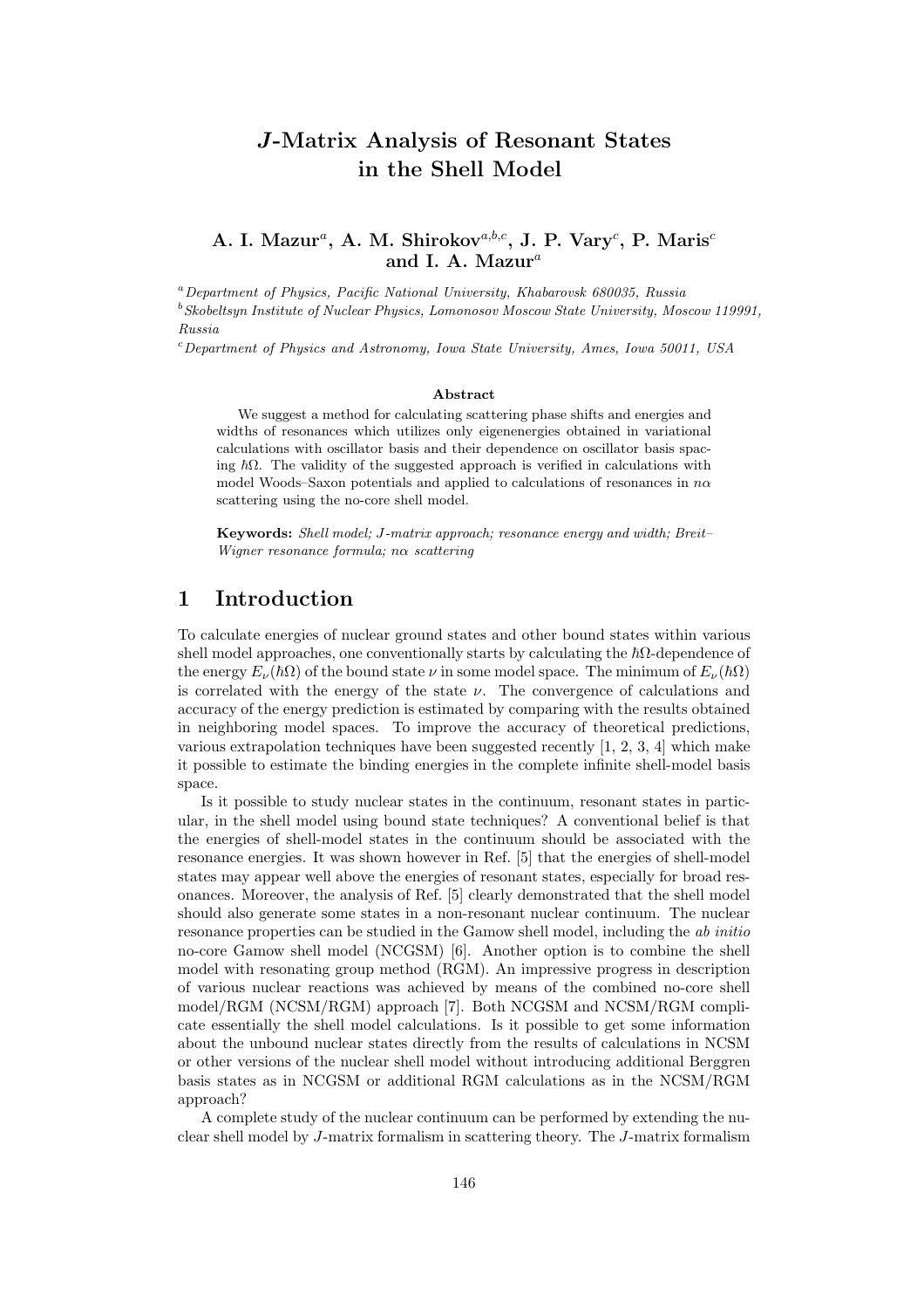# $J$-Matrix Analysis of Resonant States in the Shell Model

**A. I. Mazur[a], A. M. Shirokov[a,b,c], J. P. Vary[c], P. Maris[c] and I. A. Mazur[a]**

[a] *Department of Physics, Pacific National University, Khabarovsk 680035, Russia*

[b] *Skobeltsyn Institute of Nuclear Physics, Lomonosov Moscow State University, Moscow 119991, Russia*

[c] *Department of Physics and Astronomy, Iowa State University, Ames, Iowa 50011, USA*

### Abstract

We suggest a method for calculating scattering phase shifts and energies and widths of resonances which utilizes only eigenenergies obtained in variational calculations with oscillator basis and their dependence on oscillator basis spacing $\hbar\Omega$. The validity of the suggested approach is verified in calculations with model Woods–Saxon potentials and applied to calculations of resonances in $n\alpha$ scattering using the no-core shell model.

**Keywords:** *Shell model; J-matrix approach; resonance energy and width; Breit–Wigner resonance formula; nα scattering*

## 1 Introduction

To calculate energies of nuclear ground states and other bound states within various shell model approaches, one conventionally starts by calculating the $\hbar\Omega$-dependence of the energy $E_\nu(\hbar\Omega)$ of the bound state $\nu$ in some model space. The minimum of $E_\nu(\hbar\Omega)$ is correlated with the energy of the state $\nu$. The convergence of calculations and accuracy of the energy prediction is estimated by comparing with the results obtained in neighboring model spaces. To improve the accuracy of theoretical predictions, various extrapolation techniques have been suggested recently [1, 2, 3, 4] which make it possible to estimate the binding energies in the complete infinite shell-model basis space.

Is it possible to study nuclear states in the continuum, resonant states in particular, in the shell model using bound state techniques? A conventional belief is that the energies of shell-model states in the continuum should be associated with the resonance energies. It was shown however in Ref. [5] that the energies of shell-model states may appear well above the energies of resonant states, especially for broad resonances. Moreover, the analysis of Ref. [5] clearly demonstrated that the shell model should also generate some states in a non-resonant nuclear continuum. The nuclear resonance properties can be studied in the Gamow shell model, including the *ab initio* no-core Gamow shell model (NCGSM) [6]. Another option is to combine the shell model with resonating group method (RGM). An impressive progress in description of various nuclear reactions was achieved by means of the combined no-core shell model/RGM (NCSM/RGM) approach [7]. Both NCGSM and NCSM/RGM complicate essentially the shell model calculations. Is it possible to get some information about the unbound nuclear states directly from the results of calculations in NCSM or other versions of the nuclear shell model without introducing additional Berggren basis states as in NCGSM or additional RGM calculations as in the NCSM/RGM approach?

A complete study of the nuclear continuum can be performed by extending the nuclear shell model by $J$-matrix formalism in scattering theory. The $J$-matrix formalism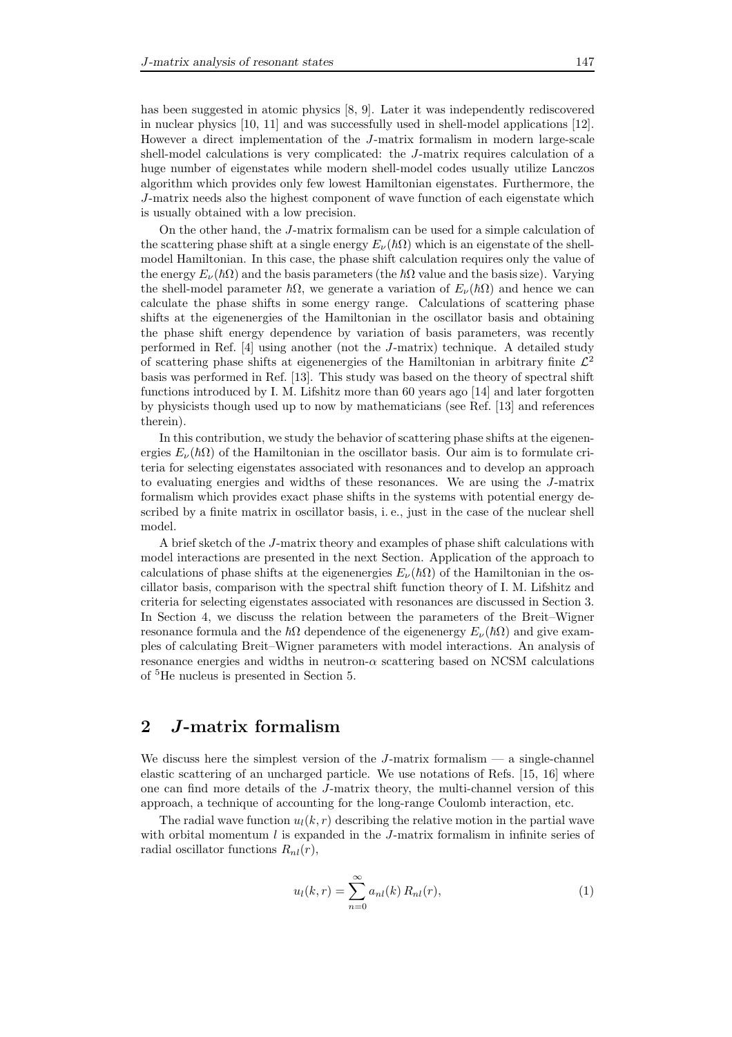has been suggested in atomic physics [8, 9]. Later it was independently rediscovered in nuclear physics [10, 11] and was successfully used in shell-model applications [12]. However a direct implementation of the $J$-matrix formalism in modern large-scale shell-model calculations is very complicated: the $J$-matrix requires calculation of a huge number of eigenstates while modern shell-model codes usually utilize Lanczos algorithm which provides only few lowest Hamiltonian eigenstates. Furthermore, the $J$-matrix needs also the highest component of wave function of each eigenstate which is usually obtained with a low precision.

On the other hand, the $J$-matrix formalism can be used for a simple calculation of the scattering phase shift at a single energy $E_\nu(\hbar\Omega)$ which is an eigenstate of the shell-model Hamiltonian. In this case, the phase shift calculation requires only the value of the energy $E_\nu(\hbar\Omega)$ and the basis parameters (the $\hbar\Omega$ value and the basis size). Varying the shell-model parameter $\hbar\Omega$, we generate a variation of $E_\nu(\hbar\Omega)$ and hence we can calculate the phase shifts in some energy range. Calculations of scattering phase shifts at the eigenenergies of the Hamiltonian in the oscillator basis and obtaining the phase shift energy dependence by variation of basis parameters, was recently performed in Ref. [4] using another (not the $J$-matrix) technique. A detailed study of scattering phase shifts at eigenenergies of the Hamiltonian in arbitrary finite $\mathcal{L}^2$ basis was performed in Ref. [13]. This study was based on the theory of spectral shift functions introduced by I. M. Lifshitz more than 60 years ago [14] and later forgotten by physicists though used up to now by mathematicians (see Ref. [13] and references therein).

In this contribution, we study the behavior of scattering phase shifts at the eigenenergies $E_\nu(\hbar\Omega)$ of the Hamiltonian in the oscillator basis. Our aim is to formulate criteria for selecting eigenstates associated with resonances and to develop an approach to evaluating energies and widths of these resonances. We are using the $J$-matrix formalism which provides exact phase shifts in the systems with potential energy described by a finite matrix in oscillator basis, i. e., just in the case of the nuclear shell model.

A brief sketch of the $J$-matrix theory and examples of phase shift calculations with model interactions are presented in the next Section. Application of the approach to calculations of phase shifts at the eigenenergies $E_\nu(\hbar\Omega)$ of the Hamiltonian in the oscillator basis, comparison with the spectral shift function theory of I. M. Lifshitz and criteria for selecting eigenstates associated with resonances are discussed in Section 3. In Section 4, we discuss the relation between the parameters of the Breit–Wigner resonance formula and the $\hbar\Omega$ dependence of the eigenenergy $E_\nu(\hbar\Omega)$ and give examples of calculating Breit–Wigner parameters with model interactions. An analysis of resonance energies and widths in neutron-$\alpha$ scattering based on NCSM calculations of $^5$He nucleus is presented in Section 5.

## 2 $J$-matrix formalism

We discuss here the simplest version of the $J$-matrix formalism — a single-channel elastic scattering of an uncharged particle. We use notations of Refs. [15, 16] where one can find more details of the $J$-matrix theory, the multi-channel version of this approach, a technique of accounting for the long-range Coulomb interaction, etc.

The radial wave function $u_l(k,r)$ describing the relative motion in the partial wave with orbital momentum $l$ is expanded in the $J$-matrix formalism in infinite series of radial oscillator functions $R_{nl}(r)$,

$$u_l(k,r) = \sum_{n=0}^{\infty} a_{nl}(k)\, R_{nl}(r), \tag{1}$$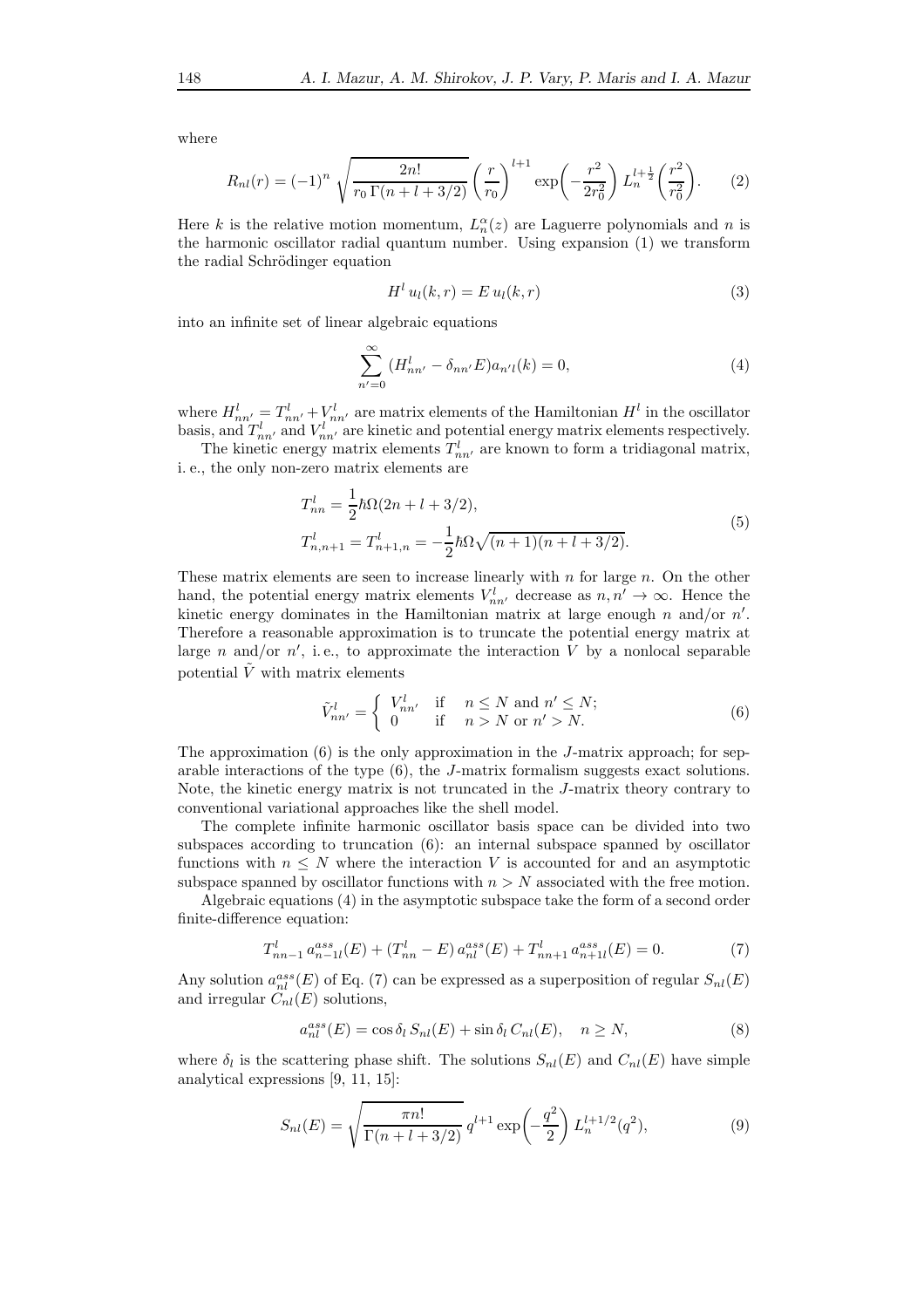where

$$R_{nl}(r) = (-1)^n \sqrt{\frac{2n!}{r_0\,\Gamma(n+l+3/2)}} \left(\frac{r}{r_0}\right)^{l+1} \exp\!\left(-\frac{r^2}{2r_0^2}\right) L_n^{l+\frac{1}{2}}\!\left(\frac{r^2}{r_0^2}\right). \tag{2}$$

Here $k$ is the relative motion momentum, $L_n^{\alpha}(z)$ are Laguerre polynomials and $n$ is the harmonic oscillator radial quantum number. Using expansion (1) we transform the radial Schrödinger equation

$$H^l\, u_l(k,r) = E\, u_l(k,r) \tag{3}$$

into an infinite set of linear algebraic equations

$$\sum_{n'=0}^{\infty} (H^l_{nn'} - \delta_{nn'}E) a_{n'l}(k) = 0, \tag{4}$$

where $H^l_{nn'} = T^l_{nn'} + V^l_{nn'}$ are matrix elements of the Hamiltonian $H^l$ in the oscillator basis, and $T^l_{nn'}$ and $V^l_{nn'}$ are kinetic and potential energy matrix elements respectively.

The kinetic energy matrix elements $T^l_{nn'}$ are known to form a tridiagonal matrix, i. e., the only non-zero matrix elements are

$$\begin{aligned} T^l_{nn} &= \frac{1}{2}\hbar\Omega(2n + l + 3/2), \\ T^l_{n,n+1} &= T^l_{n+1,n} = -\frac{1}{2}\hbar\Omega\sqrt{(n+1)(n+l+3/2)}. \end{aligned} \tag{5}$$

These matrix elements are seen to increase linearly with $n$ for large $n$. On the other hand, the potential energy matrix elements $V^l_{nn'}$ decrease as $n, n' \to \infty$. Hence the kinetic energy dominates in the Hamiltonian matrix at large enough $n$ and/or $n'$. Therefore a reasonable approximation is to truncate the potential energy matrix at large $n$ and/or $n'$, i. e., to approximate the interaction $V$ by a nonlocal separable potential $\tilde{V}$ with matrix elements

$$\tilde{V}^l_{nn'} = \begin{cases} V^l_{nn'} & \text{if} \quad n \le N \text{ and } n' \le N; \\ 0 & \text{if} \quad n > N \text{ or } n' > N. \end{cases} \tag{6}$$

The approximation (6) is the only approximation in the $J$-matrix approach; for separable interactions of the type (6), the $J$-matrix formalism suggests exact solutions. Note, the kinetic energy matrix is not truncated in the $J$-matrix theory contrary to conventional variational approaches like the shell model.

The complete infinite harmonic oscillator basis space can be divided into two subspaces according to truncation (6): an internal subspace spanned by oscillator functions with $n \le N$ where the interaction $V$ is accounted for and an asymptotic subspace spanned by oscillator functions with $n > N$ associated with the free motion.

Algebraic equations (4) in the asymptotic subspace take the form of a second order finite-difference equation:

$$T^l_{nn-1}\, a^{ass}_{n-1l}(E) + (T^l_{nn} - E)\, a^{ass}_{nl}(E) + T^l_{nn+1}\, a^{ass}_{n+1l}(E) = 0. \tag{7}$$

Any solution $a^{ass}_{nl}(E)$ of Eq. (7) can be expressed as a superposition of regular $S_{nl}(E)$ and irregular $C_{nl}(E)$ solutions,

$$a^{ass}_{nl}(E) = \cos\delta_l\, S_{nl}(E) + \sin\delta_l\, C_{nl}(E), \quad n \ge N, \tag{8}$$

where $\delta_l$ is the scattering phase shift. The solutions $S_{nl}(E)$ and $C_{nl}(E)$ have simple analytical expressions [9, 11, 15]:

$$S_{nl}(E) = \sqrt{\frac{\pi n!}{\Gamma(n+l+3/2)}}\, q^{l+1} \exp\!\left(-\frac{q^2}{2}\right) L_n^{l+1/2}(q^2), \tag{9}$$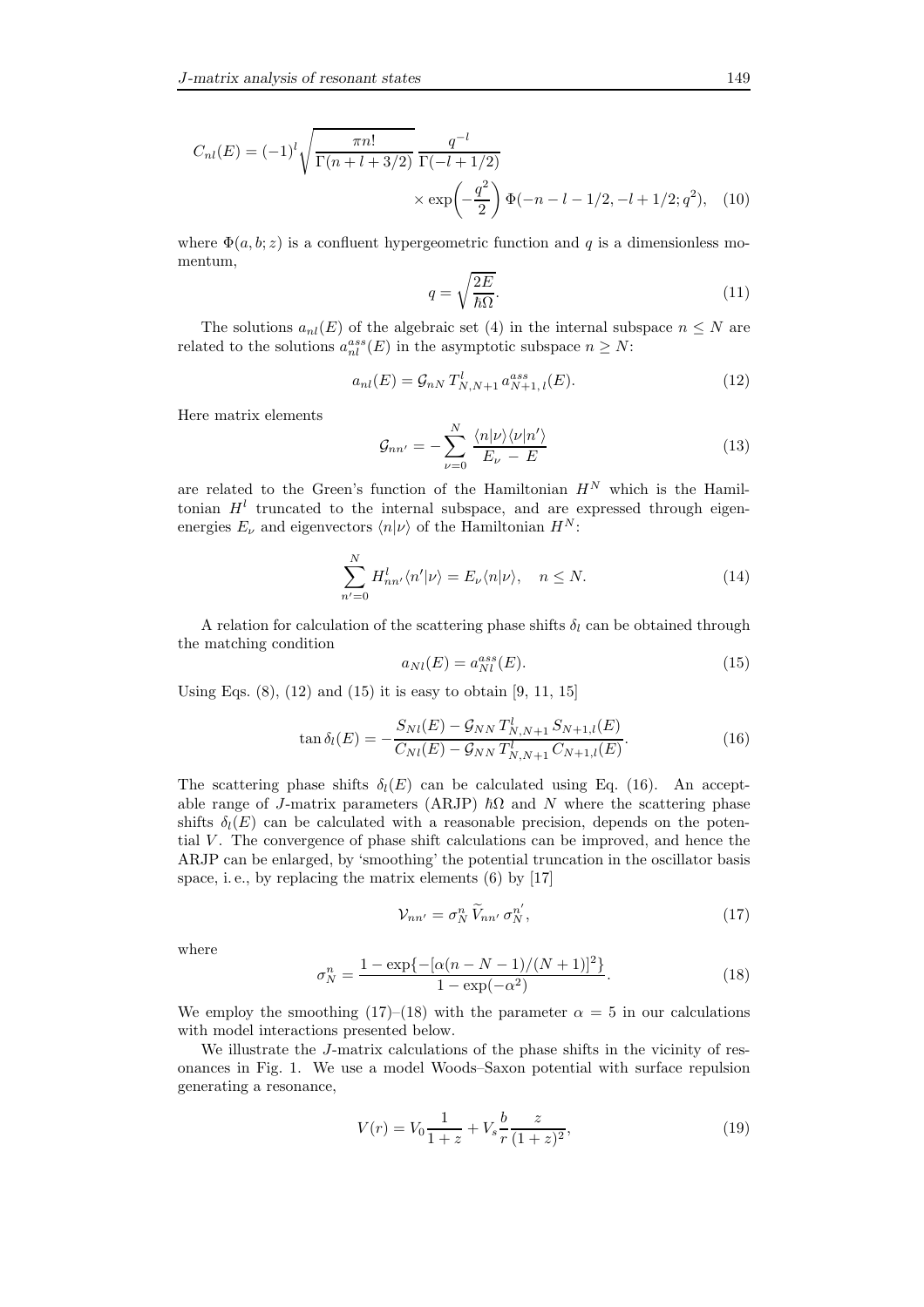$$C_{nl}(E) = (-1)^l \sqrt{\frac{\pi n!}{\Gamma(n+l+3/2)}} \, \frac{q^{-l}}{\Gamma(-l+1/2)} \times \exp\!\left(-\frac{q^2}{2}\right) \Phi(-n-l-1/2, -l+1/2; q^2), \quad (10)$$

where $\Phi(a,b;z)$ is a confluent hypergeometric function and $q$ is a dimensionless momentum,

$$q = \sqrt{\frac{2E}{\hbar\Omega}}. \quad (11)$$

The solutions $a_{nl}(E)$ of the algebraic set (4) in the internal subspace $n \leq N$ are related to the solutions $a_{nl}^{ass}(E)$ in the asymptotic subspace $n \geq N$:

$$a_{nl}(E) = \mathcal{G}_{nN} \, T^l_{N,N+1} \, a^{ass}_{N+1,\,l}(E). \quad (12)$$

Here matrix elements

$$\mathcal{G}_{nn'} = -\sum_{\nu=0}^{N} \frac{\langle n|\nu\rangle\langle\nu|n'\rangle}{E_\nu - E} \quad (13)$$

are related to the Green's function of the Hamiltonian $H^N$ which is the Hamiltonian $H^l$ truncated to the internal subspace, and are expressed through eigenenergies $E_\nu$ and eigenvectors $\langle n|\nu\rangle$ of the Hamiltonian $H^N$:

$$\sum_{n'=0}^{N} H^l_{nn'} \langle n'|\nu\rangle = E_\nu \langle n|\nu\rangle, \quad n \leq N. \quad (14)$$

A relation for calculation of the scattering phase shifts $\delta_l$ can be obtained through the matching condition

$$a_{Nl}(E) = a^{ass}_{Nl}(E). \quad (15)$$

Using Eqs. (8), (12) and (15) it is easy to obtain [9, 11, 15]

$$\tan\delta_l(E) = -\frac{S_{Nl}(E) - \mathcal{G}_{NN} \, T^l_{N,N+1} \, S_{N+1,l}(E)}{C_{Nl}(E) - \mathcal{G}_{NN} \, T^l_{N,N+1} \, C_{N+1,l}(E)}. \quad (16)$$

The scattering phase shifts $\delta_l(E)$ can be calculated using Eq. (16). An acceptable range of $J$-matrix parameters (ARJP) $\hbar\Omega$ and $N$ where the scattering phase shifts $\delta_l(E)$ can be calculated with a reasonable precision, depends on the potential $V$. The convergence of phase shift calculations can be improved, and hence the ARJP can be enlarged, by 'smoothing' the potential truncation in the oscillator basis space, i. e., by replacing the matrix elements (6) by [17]

$$\mathcal{V}_{nn'} = \sigma^n_N \, \widetilde{V}_{nn'} \, \sigma^{n'}_N, \quad (17)$$

where

$$\sigma^n_N = \frac{1 - \exp\{-[\alpha(n-N-1)/(N+1)]^2\}}{1 - \exp(-\alpha^2)}. \quad (18)$$

We employ the smoothing (17)–(18) with the parameter $\alpha = 5$ in our calculations with model interactions presented below.

We illustrate the $J$-matrix calculations of the phase shifts in the vicinity of resonances in Fig. 1. We use a model Woods–Saxon potential with surface repulsion generating a resonance,

$$V(r) = V_0 \frac{1}{1+z} + V_s \frac{b}{r} \frac{z}{(1+z)^2}, \quad (19)$$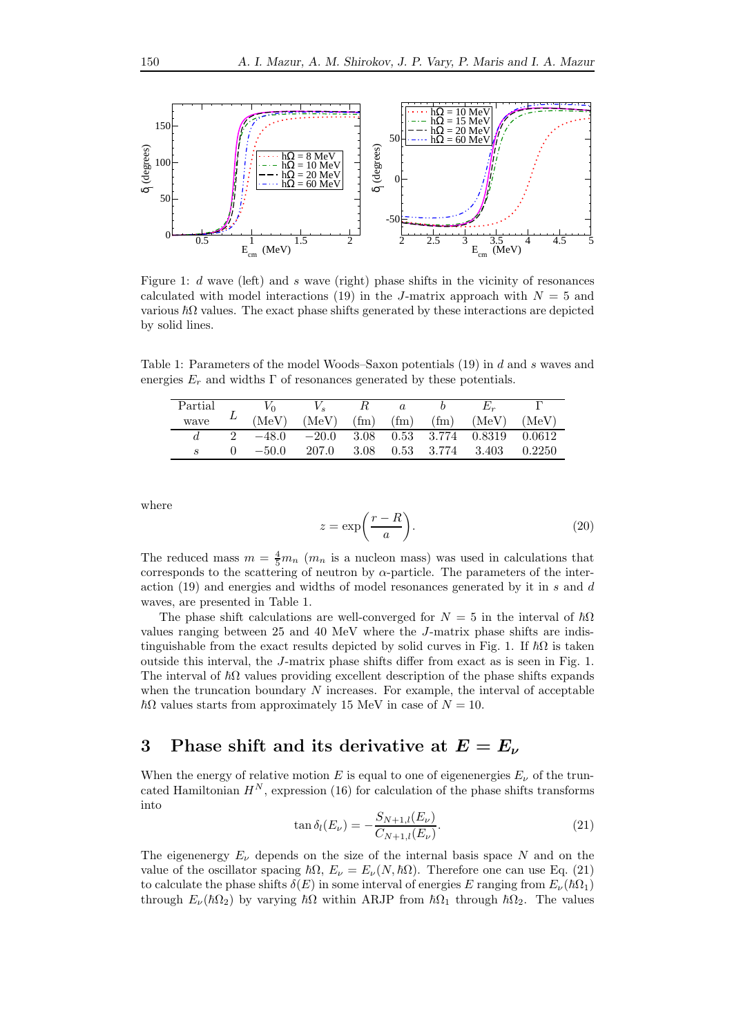Figure 1: $d$ wave (left) and $s$ wave (right) phase shifts in the vicinity of resonances calculated with model interactions (19) in the $J$-matrix approach with $N = 5$ and various $\hbar\Omega$ values. The exact phase shifts generated by these interactions are depicted by solid lines.

Table 1: Parameters of the model Woods–Saxon potentials (19) in $d$ and $s$ waves and energies $E_r$ and widths $\Gamma$ of resonances generated by these potentials.

| Partial wave | $L$ | $V_0$ (MeV) | $V_s$ (MeV) | $R$ (fm) | $a$ (fm) | $b$ (fm) | $E_r$ (MeV) | $\Gamma$ (MeV) |
|---|---|---|---|---|---|---|---|---|
| $d$ | 2 | $-48.0$ | $-20.0$ | 3.08 | 0.53 | 3.774 | 0.8319 | 0.0612 |
| $s$ | 0 | $-50.0$ | 207.0 | 3.08 | 0.53 | 3.774 | 3.403 | 0.2250 |

where

$$z = \exp\left(\frac{r - R}{a}\right). \tag{20}$$

The reduced mass $m = \frac{4}{5}m_n$ ($m_n$ is a nucleon mass) was used in calculations that corresponds to the scattering of neutron by $\alpha$-particle. The parameters of the interaction (19) and energies and widths of model resonances generated by it in $s$ and $d$ waves, are presented in Table 1.

The phase shift calculations are well-converged for $N = 5$ in the interval of $\hbar\Omega$ values ranging between 25 and 40 MeV where the $J$-matrix phase shifts are indistinguishable from the exact results depicted by solid curves in Fig. 1. If $\hbar\Omega$ is taken outside this interval, the $J$-matrix phase shifts differ from exact as is seen in Fig. 1. The interval of $\hbar\Omega$ values providing excellent description of the phase shifts expands when the truncation boundary $N$ increases. For example, the interval of acceptable $\hbar\Omega$ values starts from approximately 15 MeV in case of $N = 10$.

## 3 Phase shift and its derivative at $E = E_\nu$

When the energy of relative motion $E$ is equal to one of eigenenergies $E_\nu$ of the truncated Hamiltonian $H^N$, expression (16) for calculation of the phase shifts transforms into

$$\tan\delta_l(E_\nu) = -\frac{S_{N+1,l}(E_\nu)}{C_{N+1,l}(E_\nu)}. \tag{21}$$

The eigenenergy $E_\nu$ depends on the size of the internal basis space $N$ and on the value of the oscillator spacing $\hbar\Omega$, $E_\nu = E_\nu(N, \hbar\Omega)$. Therefore one can use Eq. (21) to calculate the phase shifts $\delta(E)$ in some interval of energies $E$ ranging from $E_\nu(\hbar\Omega_1)$ through $E_\nu(\hbar\Omega_2)$ by varying $\hbar\Omega$ within ARJP from $\hbar\Omega_1$ through $\hbar\Omega_2$. The values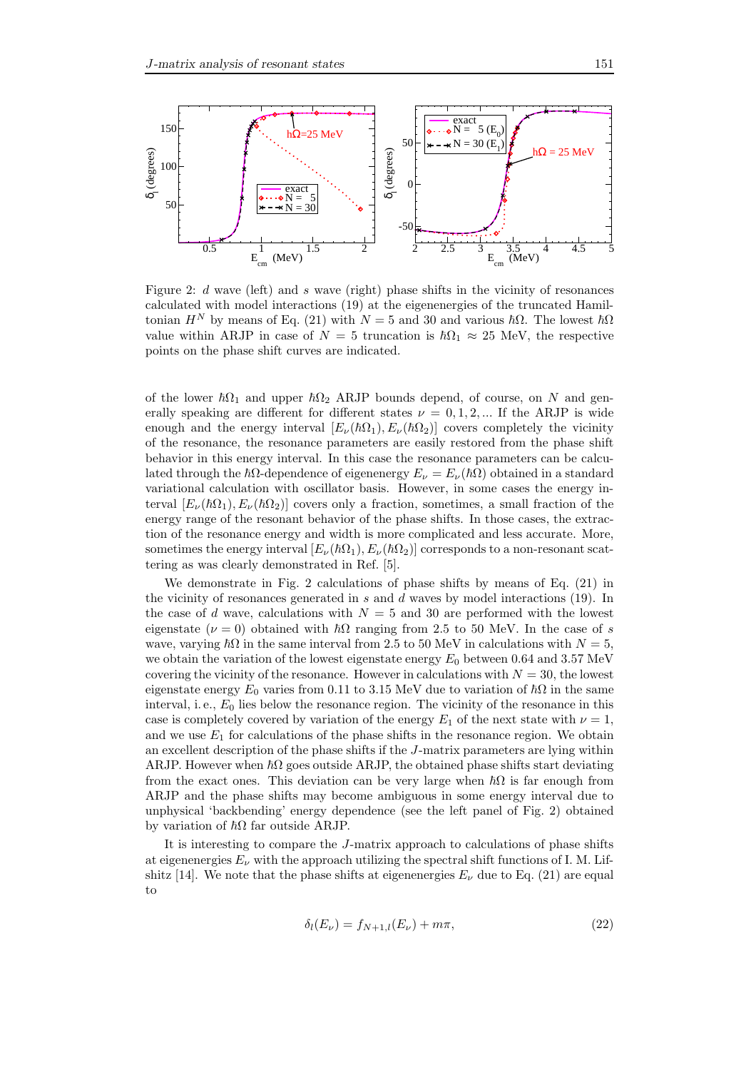Figure 2: $d$ wave (left) and $s$ wave (right) phase shifts in the vicinity of resonances calculated with model interactions (19) at the eigenenergies of the truncated Hamiltonian $H^N$ by means of Eq. (21) with $N = 5$ and 30 and various $\hbar\Omega$. The lowest $\hbar\Omega$ value within ARJP in case of $N = 5$ truncation is $\hbar\Omega_1 \approx 25$ MeV, the respective points on the phase shift curves are indicated.

of the lower $\hbar\Omega_1$ and upper $\hbar\Omega_2$ ARJP bounds depend, of course, on $N$ and generally speaking are different for different states $\nu = 0, 1, 2, \ldots$ If the ARJP is wide enough and the energy interval $[E_\nu(\hbar\Omega_1), E_\nu(\hbar\Omega_2)]$ covers completely the vicinity of the resonance, the resonance parameters are easily restored from the phase shift behavior in this energy interval. In this case the resonance parameters can be calculated through the $\hbar\Omega$-dependence of eigenenergy $E_\nu = E_\nu(\hbar\Omega)$ obtained in a standard variational calculation with oscillator basis. However, in some cases the energy interval $[E_\nu(\hbar\Omega_1), E_\nu(\hbar\Omega_2)]$ covers only a fraction, sometimes, a small fraction of the energy range of the resonant behavior of the phase shifts. In those cases, the extraction of the resonance energy and width is more complicated and less accurate. More, sometimes the energy interval $[E_\nu(\hbar\Omega_1), E_\nu(\hbar\Omega_2)]$ corresponds to a non-resonant scattering as was clearly demonstrated in Ref. [5].

We demonstrate in Fig. 2 calculations of phase shifts by means of Eq. (21) in the vicinity of resonances generated in $s$ and $d$ waves by model interactions (19). In the case of $d$ wave, calculations with $N = 5$ and 30 are performed with the lowest eigenstate ($\nu = 0$) obtained with $\hbar\Omega$ ranging from 2.5 to 50 MeV. In the case of $s$ wave, varying $\hbar\Omega$ in the same interval from 2.5 to 50 MeV in calculations with $N = 5$, we obtain the variation of the lowest eigenstate energy $E_0$ between 0.64 and 3.57 MeV covering the vicinity of the resonance. However in calculations with $N = 30$, the lowest eigenstate energy $E_0$ varies from 0.11 to 3.15 MeV due to variation of $\hbar\Omega$ in the same interval, i. e., $E_0$ lies below the resonance region. The vicinity of the resonance in this case is completely covered by variation of the energy $E_1$ of the next state with $\nu = 1$, and we use $E_1$ for calculations of the phase shifts in the resonance region. We obtain an excellent description of the phase shifts if the $J$-matrix parameters are lying within ARJP. However when $\hbar\Omega$ goes outside ARJP, the obtained phase shifts start deviating from the exact ones. This deviation can be very large when $\hbar\Omega$ is far enough from ARJP and the phase shifts may become ambiguous in some energy interval due to unphysical 'backbending' energy dependence (see the left panel of Fig. 2) obtained by variation of $\hbar\Omega$ far outside ARJP.

It is interesting to compare the $J$-matrix approach to calculations of phase shifts at eigenenergies $E_\nu$ with the approach utilizing the spectral shift functions of I. M. Lifshitz [14]. We note that the phase shifts at eigenenergies $E_\nu$ due to Eq. (21) are equal to

$$\delta_l(E_\nu) = f_{N+1,l}(E_\nu) + m\pi, \tag{22}$$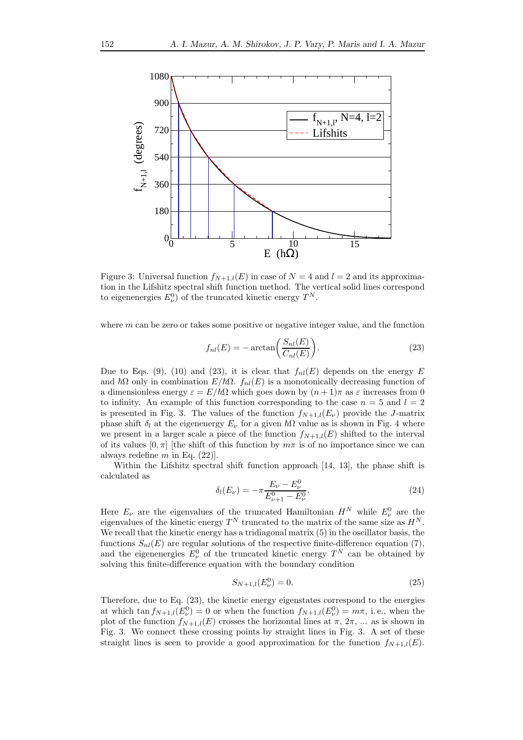Figure 3: Universal function $f_{N+1,l}(E)$ in case of $N = 4$ and $l = 2$ and its approximation in the Lifshitz spectral shift function method. The vertical solid lines correspond to eigenenergies $E^0_\nu$) of the truncated kinetic energy $T^N$.

where $m$ can be zero or takes some positive or negative integer value, and the function

$$f_{nl}(E) = -\arctan\!\left(\frac{S_{nl}(E)}{C_{nl}(E)}\right). \tag{23}$$

Due to Eqs. (9), (10) and (23), it is clear that $f_{nl}(E)$ depends on the energy $E$ and $\hbar\Omega$ only in combination $E/\hbar\Omega$. $f_{nl}(E)$ is a monotonically decreasing function of a dimensionless energy $\varepsilon = E/\hbar\Omega$ which goes down by $(n+1)\pi$ as $\varepsilon$ increases from 0 to infinity. An example of this function corresponding to the case $n = 5$ and $l = 2$ is presented in Fig. 3. The values of the function $f_{N+1,l}(E_\nu)$ provide the $J$-matrix phase shift $\delta_l$ at the eigenenergy $E_\nu$ for a given $\hbar\Omega$ value as is shown in Fig. 4 where we present in a larger scale a piece of the function $f_{N+1,l}(E)$ shifted to the interval of its values $[0,\pi]$ [the shift of this function by $m\pi$ is of no importance since we can always redefine $m$ in Eq. (22)].

Within the Lifshitz spectral shift function approach [14, 13], the phase shift is calculated as

$$\delta_l(E_\nu) = -\pi\frac{E_\nu - E^0_\nu}{E^0_{\nu+1} - E^0_\nu}. \tag{24}$$

Here $E_\nu$ are the eigenvalues of the truncated Hamiltonian $H^N$ while $E^0_\nu$ are the eigenvalues of the kinetic energy $T^N$ truncated to the matrix of the same size as $H^N$. We recall that the kinetic energy has a tridiagonal matrix (5) in the oscillator basis, the functions $S_{nl}(E)$ are regular solutions of the respective finite-difference equation (7), and the eigenenergies $E^0_\nu$ of the truncated kinetic energy $T^N$ can be obtained by solving this finite-difference equation with the boundary condition

$$S_{N+1,l}(E^0_\nu) = 0. \tag{25}$$

Therefore, due to Eq. (23), the kinetic energy eigenstates correspond to the energies at which $\tan f_{N+1,l}(E^0_\nu) = 0$ or when the function $f_{N+1,l}(E^0_\nu) = m\pi$, i. e., when the plot of the function $f_{N+1,l}(E)$ crosses the horizontal lines at $\pi$, $2\pi$, ... as is shown in Fig. 3. We connect these crossing points by straight lines in Fig. 3. A set of these straight lines is seen to provide a good approximation for the function $f_{N+1,l}(E)$.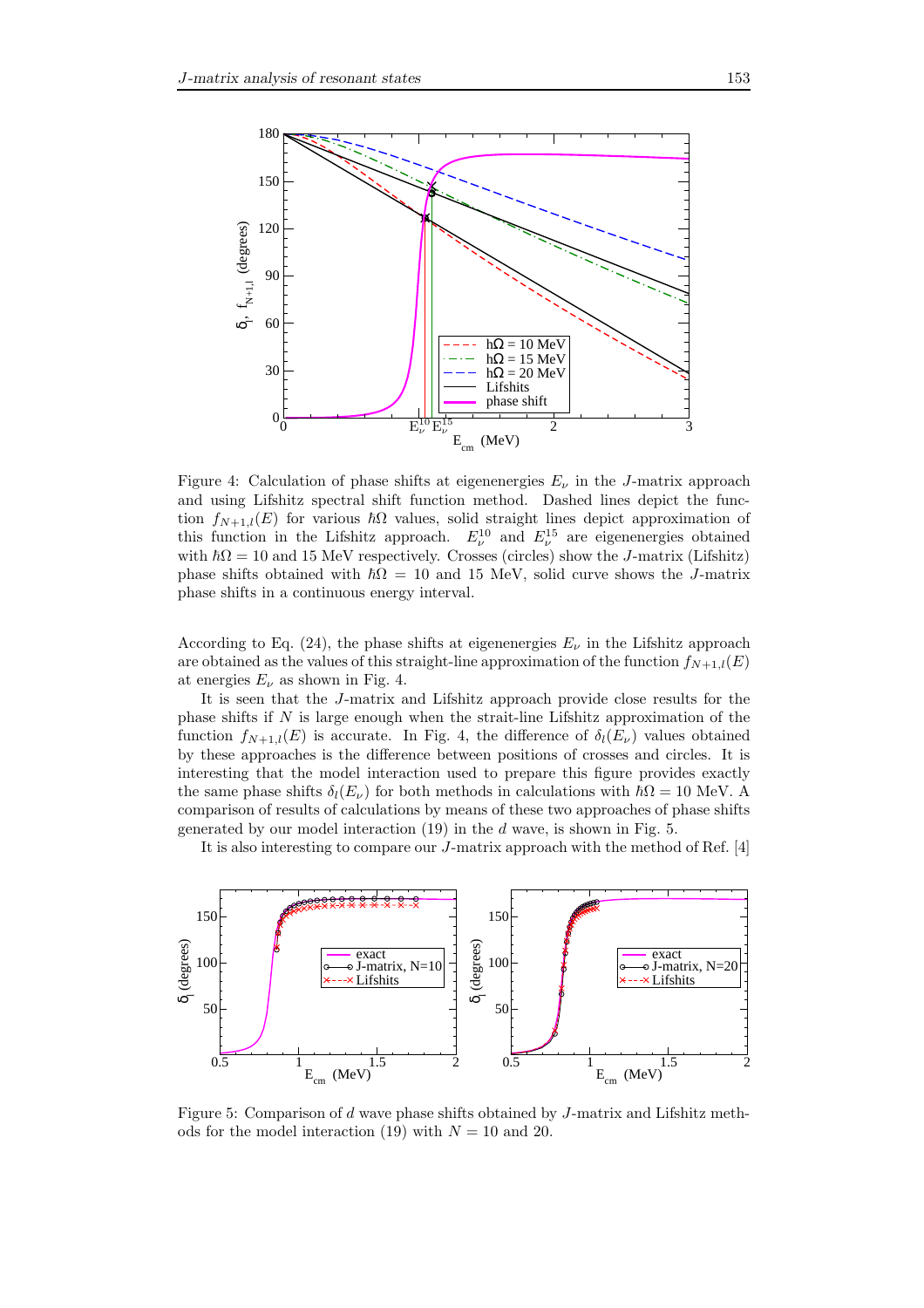Figure 4: Calculation of phase shifts at eigenenergies $E_\nu$ in the $J$-matrix approach and using Lifshitz spectral shift function method. Dashed lines depict the function $f_{N+1,l}(E)$ for various $\hbar\Omega$ values, solid straight lines depict approximation of this function in the Lifshitz approach. $E_\nu^{10}$ and $E_\nu^{15}$ are eigenenergies obtained with $\hbar\Omega = 10$ and 15 MeV respectively. Crosses (circles) show the $J$-matrix (Lifshitz) phase shifts obtained with $\hbar\Omega = 10$ and 15 MeV, solid curve shows the $J$-matrix phase shifts in a continuous energy interval.

According to Eq. (24), the phase shifts at eigenenergies $E_\nu$ in the Lifshitz approach are obtained as the values of this straight-line approximation of the function $f_{N+1,l}(E)$ at energies $E_\nu$ as shown in Fig. 4.

It is seen that the $J$-matrix and Lifshitz approach provide close results for the phase shifts if $N$ is large enough when the strait-line Lifshitz approximation of the function $f_{N+1,l}(E)$ is accurate. In Fig. 4, the difference of $\delta_l(E_\nu)$ values obtained by these approaches is the difference between positions of crosses and circles. It is interesting that the model interaction used to prepare this figure provides exactly the same phase shifts $\delta_l(E_\nu)$ for both methods in calculations with $\hbar\Omega = 10$ MeV. A comparison of results of calculations by means of these two approaches of phase shifts generated by our model interaction (19) in the $d$ wave, is shown in Fig. 5.

It is also interesting to compare our $J$-matrix approach with the method of Ref. [4]

Figure 5: Comparison of $d$ wave phase shifts obtained by $J$-matrix and Lifshitz methods for the model interaction (19) with $N = 10$ and 20.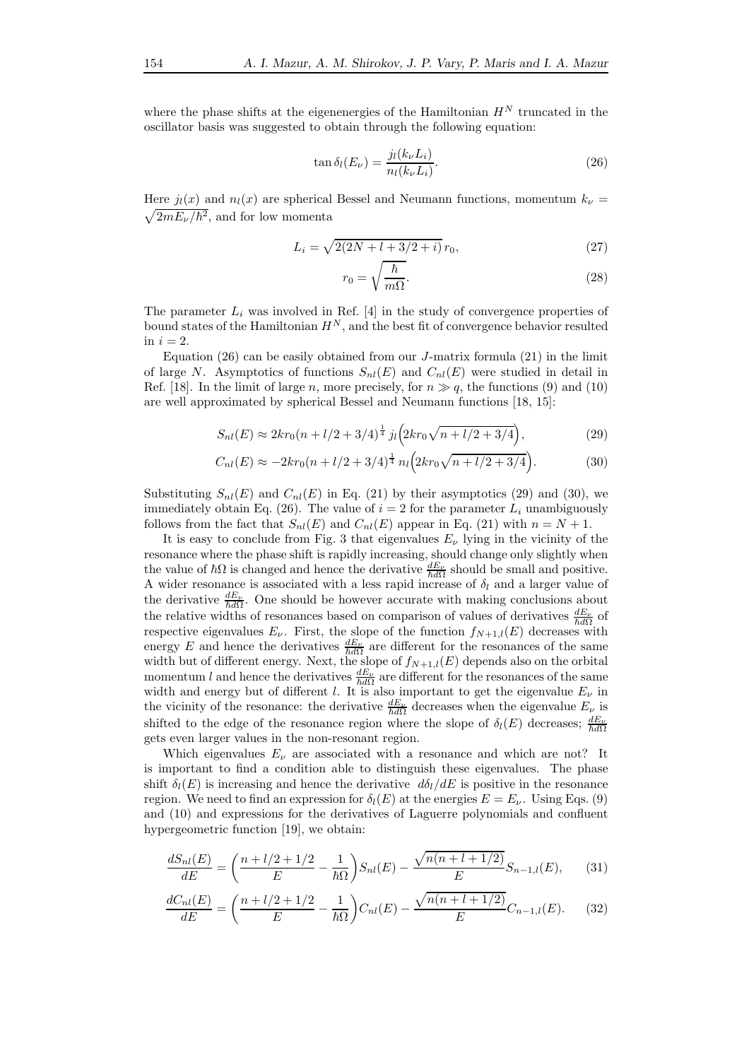where the phase shifts at the eigenenergies of the Hamiltonian $H^N$ truncated in the oscillator basis was suggested to obtain through the following equation:

$$\tan \delta_l(E_\nu) = \frac{j_l(k_\nu L_i)}{n_l(k_\nu L_i)}. \tag{26}$$

Here $j_l(x)$ and $n_l(x)$ are spherical Bessel and Neumann functions, momentum $k_\nu = \sqrt{2mE_\nu/\hbar^2}$, and for low momenta

$$L_i = \sqrt{2(2N + l + 3/2 + i)}\, r_0, \tag{27}$$

$$r_0 = \sqrt{\frac{\hbar}{m\Omega}}. \tag{28}$$

The parameter $L_i$ was involved in Ref. [4] in the study of convergence properties of bound states of the Hamiltonian $H^N$, and the best fit of convergence behavior resulted in $i = 2$.

Equation (26) can be easily obtained from our $J$-matrix formula (21) in the limit of large $N$. Asymptotics of functions $S_{nl}(E)$ and $C_{nl}(E)$ were studied in detail in Ref. [18]. In the limit of large $n$, more precisely, for $n \gg q$, the functions (9) and (10) are well approximated by spherical Bessel and Neumann functions [18, 15]:

$$S_{nl}(E) \approx 2kr_0(n + l/2 + 3/4)^{\frac{1}{4}}\, j_l\Big(2kr_0\sqrt{n + l/2 + 3/4}\Big), \tag{29}$$

$$C_{nl}(E) \approx -2kr_0(n + l/2 + 3/4)^{\frac{1}{4}}\, n_l\Big(2kr_0\sqrt{n + l/2 + 3/4}\Big). \tag{30}$$

Substituting $S_{nl}(E)$ and $C_{nl}(E)$ in Eq. (21) by their asymptotics (29) and (30), we immediately obtain Eq. (26). The value of $i = 2$ for the parameter $L_i$ unambiguously follows from the fact that $S_{nl}(E)$ and $C_{nl}(E)$ appear in Eq. (21) with $n = N + 1$.

It is easy to conclude from Fig. 3 that eigenvalues $E_\nu$ lying in the vicinity of the resonance where the phase shift is rapidly increasing, should change only slightly when the value of $\hbar\Omega$ is changed and hence the derivative $\frac{dE_\nu}{\hbar d\Omega}$ should be small and positive. A wider resonance is associated with a less rapid increase of $\delta_l$ and a larger value of the derivative $\frac{dE_\nu}{\hbar d\Omega}$. One should be however accurate with making conclusions about the relative widths of resonances based on comparison of values of derivatives $\frac{dE_\nu}{\hbar d\Omega}$ of respective eigenvalues $E_\nu$. First, the slope of the function $f_{N+1,l}(E)$ decreases with energy $E$ and hence the derivatives $\frac{dE_\nu}{\hbar d\Omega}$ are different for the resonances of the same width but of different energy. Next, the slope of $f_{N+1,l}(E)$ depends also on the orbital momentum $l$ and hence the derivatives $\frac{dE_\nu}{\hbar d\Omega}$ are different for the resonances of the same width and energy but of different $l$. It is also important to get the eigenvalue $E_\nu$ in the vicinity of the resonance: the derivative $\frac{dE_\nu}{\hbar d\Omega}$ decreases when the eigenvalue $E_\nu$ is shifted to the edge of the resonance region where the slope of $\delta_l(E)$ decreases; $\frac{dE_\nu}{\hbar d\Omega}$ gets even larger values in the non-resonant region.

Which eigenvalues $E_\nu$ are associated with a resonance and which are not? It is important to find a condition able to distinguish these eigenvalues. The phase shift $\delta_l(E)$ is increasing and hence the derivative $d\delta_l/dE$ is positive in the resonance region. We need to find an expression for $\delta_l(E)$ at the energies $E = E_\nu$. Using Eqs. (9) and (10) and expressions for the derivatives of Laguerre polynomials and confluent hypergeometric function [19], we obtain:

$$\frac{dS_{nl}(E)}{dE} = \left(\frac{n + l/2 + 1/2}{E} - \frac{1}{\hbar\Omega}\right) S_{nl}(E) - \frac{\sqrt{n(n + l + 1/2)}}{E} S_{n-1,l}(E), \tag{31}$$

$$\frac{dC_{nl}(E)}{dE} = \left(\frac{n + l/2 + 1/2}{E} - \frac{1}{\hbar\Omega}\right) C_{nl}(E) - \frac{\sqrt{n(n + l + 1/2)}}{E} C_{n-1,l}(E). \tag{32}$$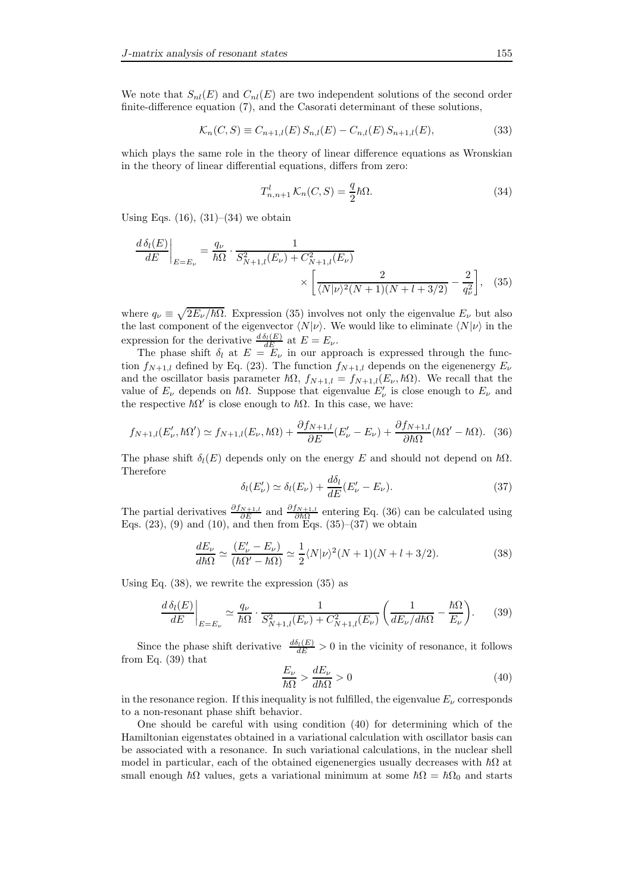We note that $S_{nl}(E)$ and $C_{nl}(E)$ are two independent solutions of the second order finite-difference equation (7), and the Casorati determinant of these solutions,

$$\mathcal{K}_n(C,S) \equiv C_{n+1,l}(E)\, S_{n,l}(E) - C_{n,l}(E)\, S_{n+1,l}(E), \tag{33}$$

which plays the same role in the theory of linear difference equations as Wronskian in the theory of linear differential equations, differs from zero:

$$T^{l}_{n,n+1}\, \mathcal{K}_n(C,S) = \frac{q}{2}\hbar\Omega. \tag{34}$$

Using Eqs. (16), (31)–(34) we obtain

$$\left.\frac{d\,\delta_l(E)}{dE}\right|_{E=E_\nu} = \frac{q_\nu}{\hbar\Omega}\cdot\frac{1}{S^2_{N+1,l}(E_\nu)+C^2_{N+1,l}(E_\nu)} \times\left[\frac{2}{\langle N|\nu\rangle^2(N+1)(N+l+3/2)}-\frac{2}{q_\nu^2}\right], \tag{35}$$

where $q_\nu \equiv \sqrt{2E_\nu/\hbar\Omega}$. Expression (35) involves not only the eigenvalue $E_\nu$ but also the last component of the eigenvector $\langle N|\nu\rangle$. We would like to eliminate $\langle N|\nu\rangle$ in the expression for the derivative $\frac{d\,\delta_l(E)}{dE}$ at $E=E_\nu$.

The phase shift $\delta_l$ at $E=E_\nu$ in our approach is expressed through the function $f_{N+1,l}$ defined by Eq. (23). The function $f_{N+1,l}$ depends on the eigenenergy $E_\nu$ and the oscillator basis parameter $\hbar\Omega$, $f_{N+1,l}=f_{N+1,l}(E_\nu,\hbar\Omega)$. We recall that the value of $E_\nu$ depends on $\hbar\Omega$. Suppose that eigenvalue $E'_\nu$ is close enough to $E_\nu$ and the respective $\hbar\Omega'$ is close enough to $\hbar\Omega$. In this case, we have:

$$f_{N+1,l}(E'_\nu,\hbar\Omega') \simeq f_{N+1,l}(E_\nu,\hbar\Omega) + \frac{\partial f_{N+1,l}}{\partial E}(E'_\nu - E_\nu) + \frac{\partial f_{N+1,l}}{\partial \hbar\Omega}(\hbar\Omega' - \hbar\Omega). \tag{36}$$

The phase shift $\delta_l(E)$ depends only on the energy $E$ and should not depend on $\hbar\Omega$. Therefore

$$\delta_l(E'_\nu) \simeq \delta_l(E_\nu) + \frac{d\delta_l}{dE}(E'_\nu - E_\nu). \tag{37}$$

The partial derivatives $\frac{\partial f_{N+1,l}}{\partial E}$ and $\frac{\partial f_{N+1,l}}{\partial \hbar\Omega}$ entering Eq. (36) can be calculated using Eqs. (23), (9) and (10), and then from Eqs. (35)–(37) we obtain

$$\frac{dE_\nu}{d\hbar\Omega} \simeq \frac{(E'_\nu - E_\nu)}{(\hbar\Omega' - \hbar\Omega)} \simeq \frac{1}{2}\langle N|\nu\rangle^2 (N+1)(N+l+3/2). \tag{38}$$

Using Eq. (38), we rewrite the expression (35) as

$$\left.\frac{d\,\delta_l(E)}{dE}\right|_{E=E_\nu} \simeq \frac{q_\nu}{\hbar\Omega}\cdot\frac{1}{S^2_{N+1,l}(E_\nu)+C^2_{N+1,l}(E_\nu)}\left(\frac{1}{dE_\nu/d\hbar\Omega} - \frac{\hbar\Omega}{E_\nu}\right). \tag{39}$$

Since the phase shift derivative $\frac{d\delta_l(E)}{dE} > 0$ in the vicinity of resonance, it follows from Eq. (39) that

$$\frac{E_\nu}{\hbar\Omega} > \frac{dE_\nu}{d\hbar\Omega} > 0 \tag{40}$$

in the resonance region. If this inequality is not fulfilled, the eigenvalue $E_\nu$ corresponds to a non-resonant phase shift behavior.

One should be careful with using condition (40) for determining which of the Hamiltonian eigenstates obtained in a variational calculation with oscillator basis can be associated with a resonance. In such variational calculations, in the nuclear shell model in particular, each of the obtained eigenenergies usually decreases with $\hbar\Omega$ at small enough $\hbar\Omega$ values, gets a variational minimum at some $\hbar\Omega = \hbar\Omega_0$ and starts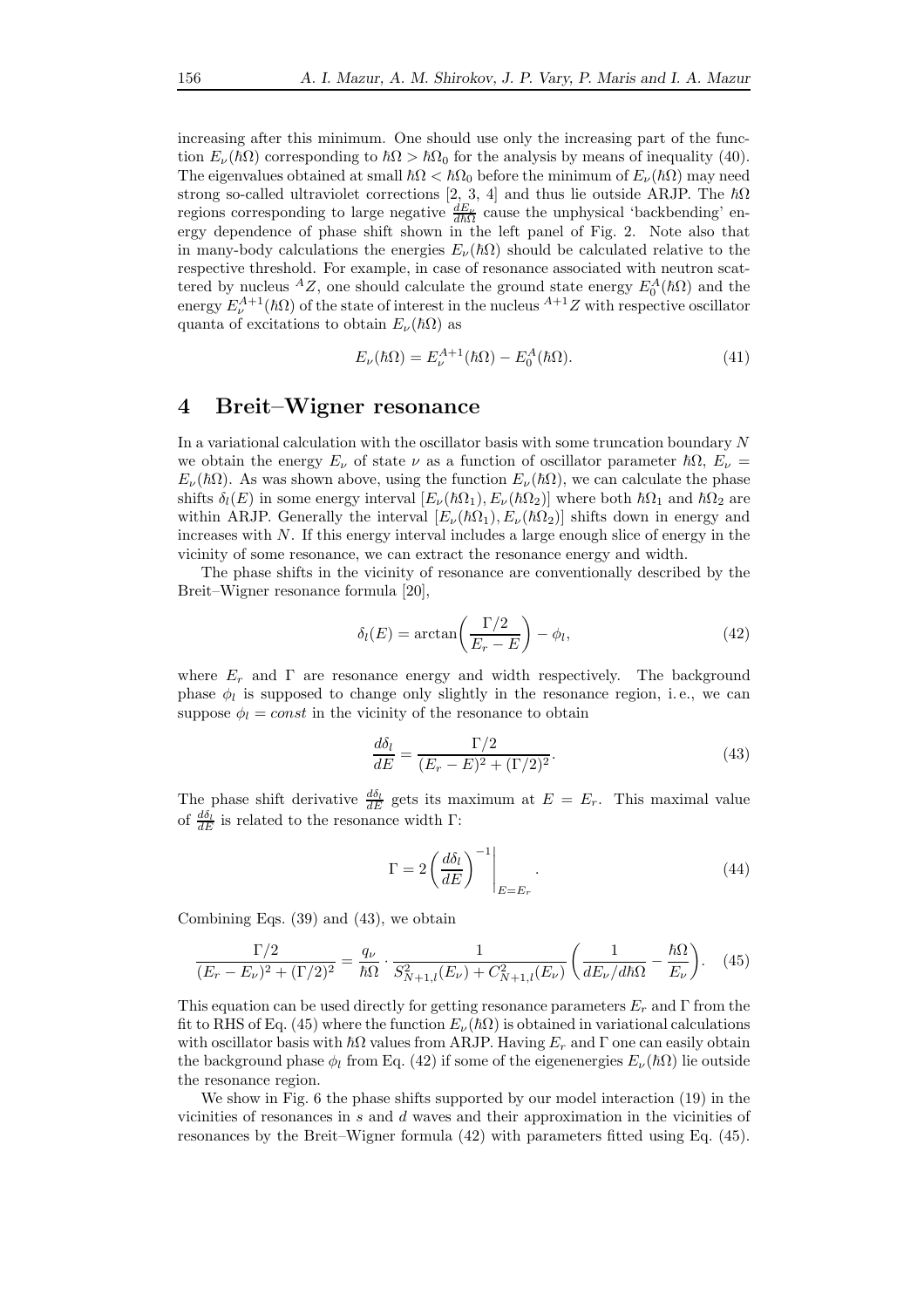increasing after this minimum. One should use only the increasing part of the function $E_\nu(\hbar\Omega)$ corresponding to $\hbar\Omega > \hbar\Omega_0$ for the analysis by means of inequality (40). The eigenvalues obtained at small $\hbar\Omega < \hbar\Omega_0$ before the minimum of $E_\nu(\hbar\Omega)$ may need strong so-called ultraviolet corrections [2, 3, 4] and thus lie outside ARJP. The $\hbar\Omega$ regions corresponding to large negative $\frac{dE_\nu}{d\hbar\Omega}$ cause the unphysical 'backbending' energy dependence of phase shift shown in the left panel of Fig. 2. Note also that in many-body calculations the energies $E_\nu(\hbar\Omega)$ should be calculated relative to the respective threshold. For example, in case of resonance associated with neutron scattered by nucleus ${}^A Z$, one should calculate the ground state energy $E_0^A(\hbar\Omega)$ and the energy $E_\nu^{A+1}(\hbar\Omega)$ of the state of interest in the nucleus ${}^{A+1}Z$ with respective oscillator quanta of excitations to obtain $E_\nu(\hbar\Omega)$ as

$$E_\nu(\hbar\Omega) = E_\nu^{A+1}(\hbar\Omega) - E_0^A(\hbar\Omega). \tag{41}$$

## 4 Breit–Wigner resonance

In a variational calculation with the oscillator basis with some truncation boundary $N$ we obtain the energy $E_\nu$ of state $\nu$ as a function of oscillator parameter $\hbar\Omega$, $E_\nu = E_\nu(\hbar\Omega)$. As was shown above, using the function $E_\nu(\hbar\Omega)$, we can calculate the phase shifts $\delta_l(E)$ in some energy interval $[E_\nu(\hbar\Omega_1), E_\nu(\hbar\Omega_2)]$ where both $\hbar\Omega_1$ and $\hbar\Omega_2$ are within ARJP. Generally the interval $[E_\nu(\hbar\Omega_1), E_\nu(\hbar\Omega_2)]$ shifts down in energy and increases with $N$. If this energy interval includes a large enough slice of energy in the vicinity of some resonance, we can extract the resonance energy and width.

The phase shifts in the vicinity of resonance are conventionally described by the Breit–Wigner resonance formula [20],

$$\delta_l(E) = \arctan\!\left(\frac{\Gamma/2}{E_r - E}\right) - \phi_l, \tag{42}$$

where $E_r$ and $\Gamma$ are resonance energy and width respectively. The background phase $\phi_l$ is supposed to change only slightly in the resonance region, i. e., we can suppose $\phi_l = const$ in the vicinity of the resonance to obtain

$$\frac{d\delta_l}{dE} = \frac{\Gamma/2}{(E_r - E)^2 + (\Gamma/2)^2}. \tag{43}$$

The phase shift derivative $\frac{d\delta_l}{dE}$ gets its maximum at $E = E_r$. This maximal value of $\frac{d\delta_l}{dE}$ is related to the resonance width $\Gamma$:

$$\Gamma = 2\left(\frac{d\delta_l}{dE}\right)^{-1}\Bigg|_{E=E_r}. \tag{44}$$

Combining Eqs. (39) and (43), we obtain

$$\frac{\Gamma/2}{(E_r - E_\nu)^2 + (\Gamma/2)^2} = \frac{q_\nu}{\hbar\Omega} \cdot \frac{1}{S_{N+1,l}^2(E_\nu) + C_{N+1,l}^2(E_\nu)} \left(\frac{1}{dE_\nu/d\hbar\Omega} - \frac{\hbar\Omega}{E_\nu}\right). \tag{45}$$

This equation can be used directly for getting resonance parameters $E_r$ and $\Gamma$ from the fit to RHS of Eq. (45) where the function $E_\nu(\hbar\Omega)$ is obtained in variational calculations with oscillator basis with $\hbar\Omega$ values from ARJP. Having $E_r$ and $\Gamma$ one can easily obtain the background phase $\phi_l$ from Eq. (42) if some of the eigenenergies $E_\nu(\hbar\Omega)$ lie outside the resonance region.

We show in Fig. 6 the phase shifts supported by our model interaction (19) in the vicinities of resonances in $s$ and $d$ waves and their approximation in the vicinities of resonances by the Breit–Wigner formula (42) with parameters fitted using Eq. (45).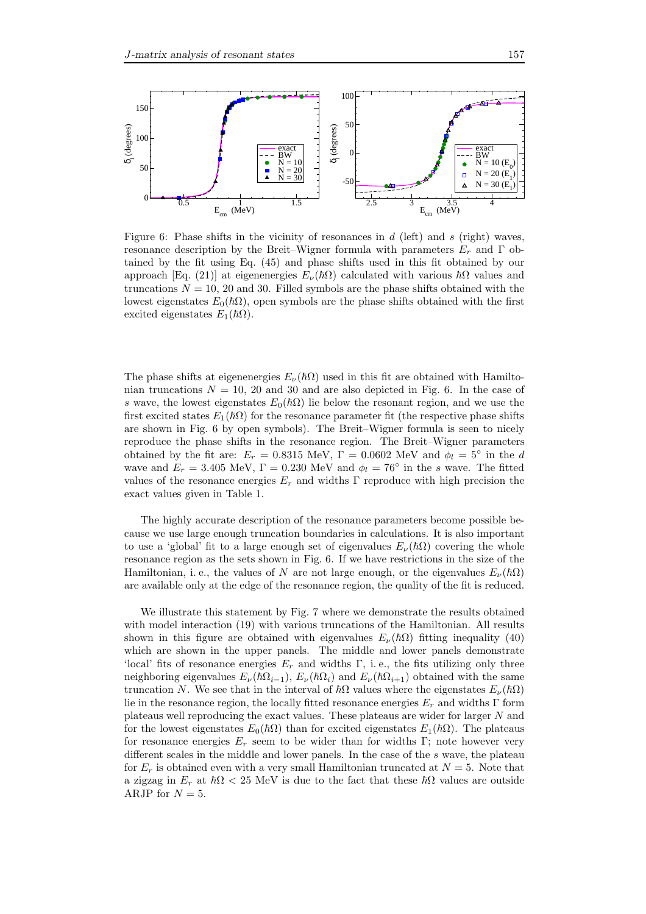Figure 6: Phase shifts in the vicinity of resonances in $d$ (left) and $s$ (right) waves, resonance description by the Breit–Wigner formula with parameters $E_r$ and $\Gamma$ obtained by the fit using Eq. (45) and phase shifts used in this fit obtained by our approach [Eq. (21)] at eigenenergies $E_\nu(\hbar\Omega)$ calculated with various $\hbar\Omega$ values and truncations $N = 10$, 20 and 30. Filled symbols are the phase shifts obtained with the lowest eigenstates $E_0(\hbar\Omega)$, open symbols are the phase shifts obtained with the first excited eigenstates $E_1(\hbar\Omega)$.

The phase shifts at eigenenergies $E_\nu(\hbar\Omega)$ used in this fit are obtained with Hamiltonian truncations $N = 10$, 20 and 30 and are also depicted in Fig. 6. In the case of $s$ wave, the lowest eigenstates $E_0(\hbar\Omega)$ lie below the resonant region, and we use the first excited states $E_1(\hbar\Omega)$ for the resonance parameter fit (the respective phase shifts are shown in Fig. 6 by open symbols). The Breit–Wigner formula is seen to nicely reproduce the phase shifts in the resonance region. The Breit–Wigner parameters obtained by the fit are: $E_r = 0.8315$ MeV, $\Gamma = 0.0602$ MeV and $\phi_l = 5^\circ$ in the $d$ wave and $E_r = 3.405$ MeV, $\Gamma = 0.230$ MeV and $\phi_l = 76^\circ$ in the $s$ wave. The fitted values of the resonance energies $E_r$ and widths $\Gamma$ reproduce with high precision the exact values given in Table 1.

The highly accurate description of the resonance parameters become possible because we use large enough truncation boundaries in calculations. It is also important to use a 'global' fit to a large enough set of eigenvalues $E_\nu(\hbar\Omega)$ covering the whole resonance region as the sets shown in Fig. 6. If we have restrictions in the size of the Hamiltonian, i. e., the values of $N$ are not large enough, or the eigenvalues $E_\nu(\hbar\Omega)$ are available only at the edge of the resonance region, the quality of the fit is reduced.

We illustrate this statement by Fig. 7 where we demonstrate the results obtained with model interaction (19) with various truncations of the Hamiltonian. All results shown in this figure are obtained with eigenvalues $E_\nu(\hbar\Omega)$ fitting inequality (40) which are shown in the upper panels. The middle and lower panels demonstrate 'local' fits of resonance energies $E_r$ and widths $\Gamma$, i. e., the fits utilizing only three neighboring eigenvalues $E_\nu(\hbar\Omega_{i-1})$, $E_\nu(\hbar\Omega_i)$ and $E_\nu(\hbar\Omega_{i+1})$ obtained with the same truncation $N$. We see that in the interval of $\hbar\Omega$ values where the eigenstates $E_\nu(\hbar\Omega)$ lie in the resonance region, the locally fitted resonance energies $E_r$ and widths $\Gamma$ form plateaus well reproducing the exact values. These plateaus are wider for larger $N$ and for the lowest eigenstates $E_0(\hbar\Omega)$ than for excited eigenstates $E_1(\hbar\Omega)$. The plateaus for resonance energies $E_r$ seem to be wider than for widths $\Gamma$; note however very different scales in the middle and lower panels. In the case of the $s$ wave, the plateau for $E_r$ is obtained even with a very small Hamiltonian truncated at $N = 5$. Note that a zigzag in $E_r$ at $\hbar\Omega < 25$ MeV is due to the fact that these $\hbar\Omega$ values are outside ARJP for $N = 5$.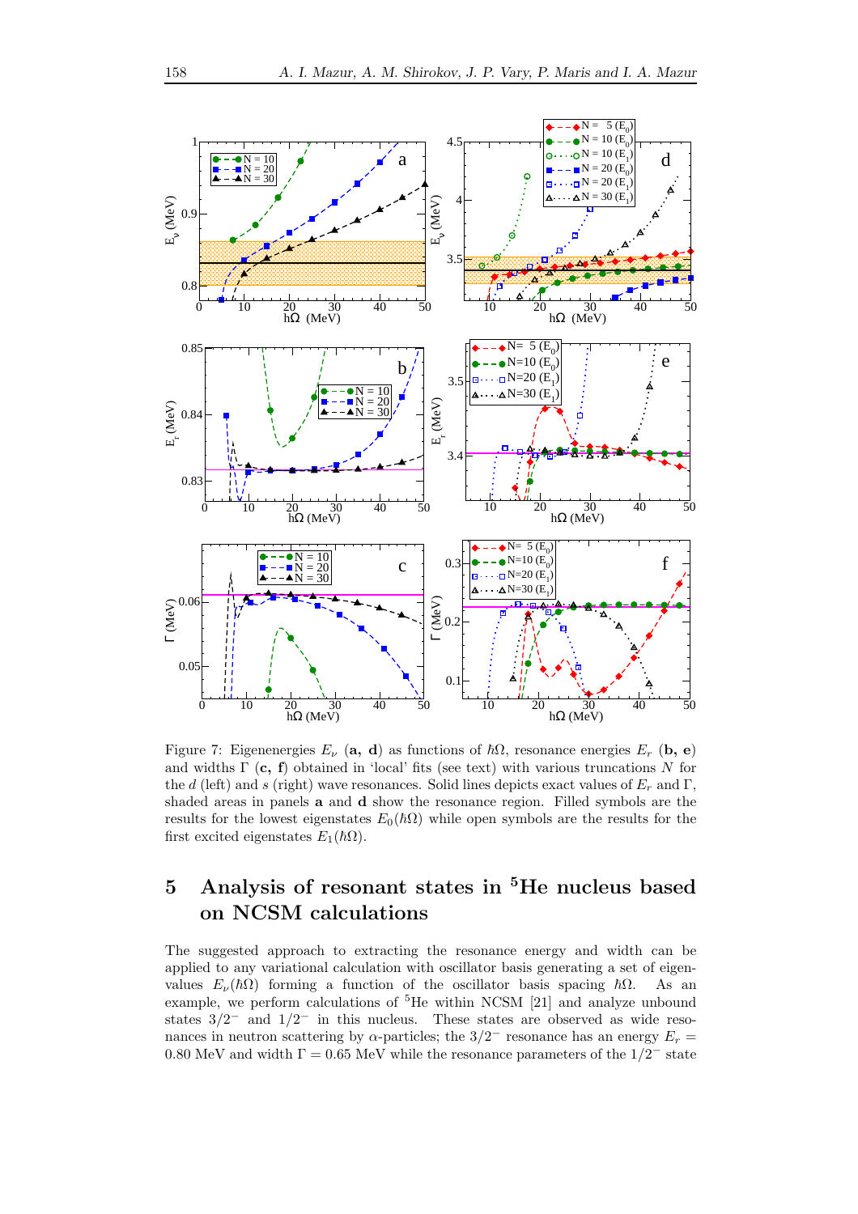Figure 7: Eigenenergies $E_\nu$ (**a, d**) as functions of $\hbar\Omega$, resonance energies $E_r$ (**b, e**) and widths $\Gamma$ (**c, f**) obtained in 'local' fits (see text) with various truncations $N$ for the $d$ (left) and $s$ (right) wave resonances. Solid lines depicts exact values of $E_r$ and $\Gamma$, shaded areas in panels **a** and **d** show the resonance region. Filled symbols are the results for the lowest eigenstates $E_0(\hbar\Omega)$ while open symbols are the results for the first excited eigenstates $E_1(\hbar\Omega)$.

## 5 Analysis of resonant states in $^5$He nucleus based on NCSM calculations

The suggested approach to extracting the resonance energy and width can be applied to any variational calculation with oscillator basis generating a set of eigenvalues $E_\nu(\hbar\Omega)$ forming a function of the oscillator basis spacing $\hbar\Omega$. As an example, we perform calculations of $^5$He within NCSM [21] and analyze unbound states $3/2^-$ and $1/2^-$ in this nucleus. These states are observed as wide resonances in neutron scattering by $\alpha$-particles; the $3/2^-$ resonance has an energy $E_r = 0.80$ MeV and width $\Gamma = 0.65$ MeV while the resonance parameters of the $1/2^-$ state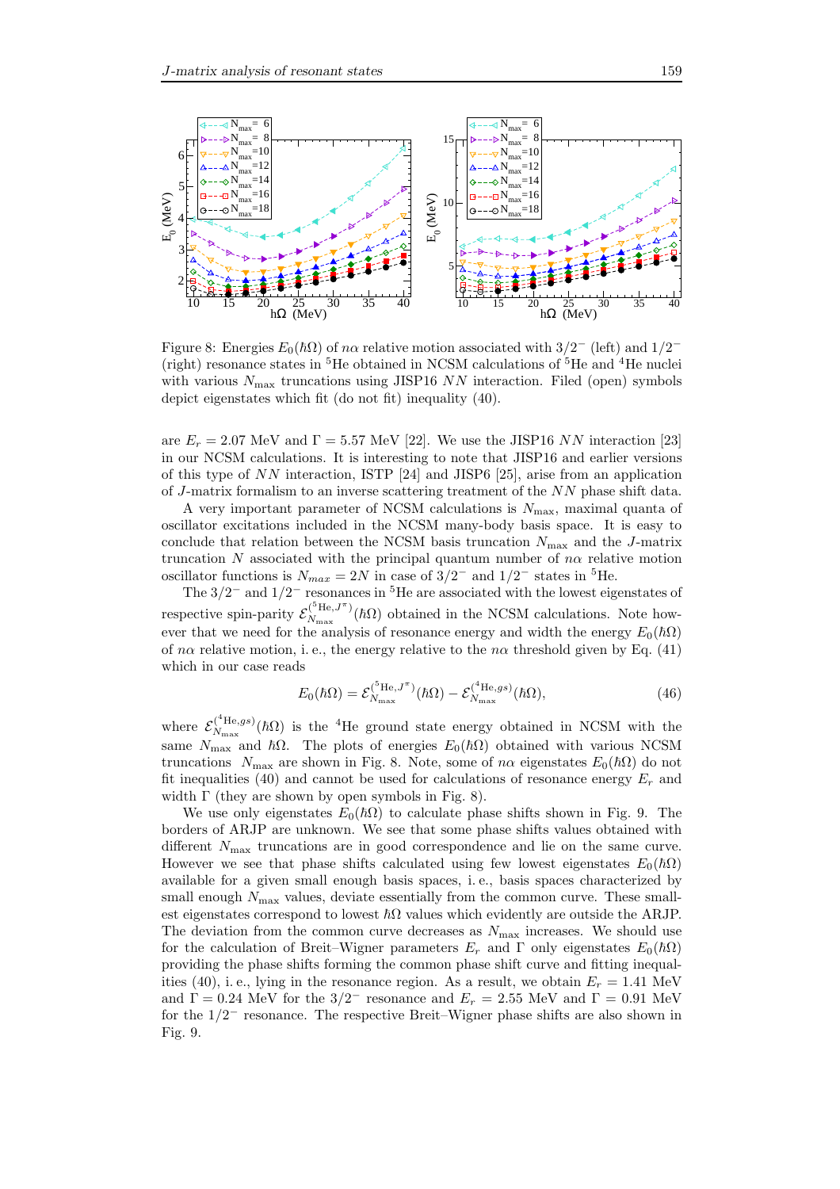Figure 8: Energies $E_0(\hbar\Omega)$ of $n\alpha$ relative motion associated with $3/2^-$ (left) and $1/2^-$ (right) resonance states in $^5$He obtained in NCSM calculations of $^5$He and $^4$He nuclei with various $N_{\max}$ truncations using JISP16 $NN$ interaction. Filed (open) symbols depict eigenstates which fit (do not fit) inequality (40).

are $E_r = 2.07$ MeV and $\Gamma = 5.57$ MeV [22]. We use the JISP16 $NN$ interaction [23] in our NCSM calculations. It is interesting to note that JISP16 and earlier versions of this type of $NN$ interaction, ISTP [24] and JISP6 [25], arise from an application of $J$-matrix formalism to an inverse scattering treatment of the $NN$ phase shift data.

A very important parameter of NCSM calculations is $N_{\max}$, maximal quanta of oscillator excitations included in the NCSM many-body basis space. It is easy to conclude that relation between the NCSM basis truncation $N_{\max}$ and the $J$-matrix truncation $N$ associated with the principal quantum number of $n\alpha$ relative motion oscillator functions is $N_{max} = 2N$ in case of $3/2^-$ and $1/2^-$ states in $^5$He.

The $3/2^-$ and $1/2^-$ resonances in $^5$He are associated with the lowest eigenstates of respective spin-parity $\mathcal{E}^{(^5\mathrm{He},J^\pi)}_{N_{\max}}(\hbar\Omega)$ obtained in the NCSM calculations. Note however that we need for the analysis of resonance energy and width the energy $E_0(\hbar\Omega)$ of $n\alpha$ relative motion, i. e., the energy relative to the $n\alpha$ threshold given by Eq. (41) which in our case reads

$$E_0(\hbar\Omega) = \mathcal{E}^{(^5\mathrm{He},J^\pi)}_{N_{\max}}(\hbar\Omega) - \mathcal{E}^{(^4\mathrm{He},gs)}_{N_{\max}}(\hbar\Omega), \tag{46}$$

where $\mathcal{E}^{(^4\mathrm{He},gs)}_{N_{\max}}(\hbar\Omega)$ is the $^4$He ground state energy obtained in NCSM with the same $N_{\max}$ and $\hbar\Omega$. The plots of energies $E_0(\hbar\Omega)$ obtained with various NCSM truncations $N_{\max}$ are shown in Fig. 8. Note, some of $n\alpha$ eigenstates $E_0(\hbar\Omega)$ do not fit inequalities (40) and cannot be used for calculations of resonance energy $E_r$ and width $\Gamma$ (they are shown by open symbols in Fig. 8).

We use only eigenstates $E_0(\hbar\Omega)$ to calculate phase shifts shown in Fig. 9. The borders of ARJP are unknown. We see that some phase shifts values obtained with different $N_{\max}$ truncations are in good correspondence and lie on the same curve. However we see that phase shifts calculated using few lowest eigenstates $E_0(\hbar\Omega)$ available for a given small enough basis spaces, i. e., basis spaces characterized by small enough $N_{\max}$ values, deviate essentially from the common curve. These smallest eigenstates correspond to lowest $\hbar\Omega$ values which evidently are outside the ARJP. The deviation from the common curve decreases as $N_{\max}$ increases. We should use for the calculation of Breit–Wigner parameters $E_r$ and $\Gamma$ only eigenstates $E_0(\hbar\Omega)$ providing the phase shifts forming the common phase shift curve and fitting inequalities (40), i. e., lying in the resonance region. As a result, we obtain $E_r = 1.41$ MeV and $\Gamma = 0.24$ MeV for the $3/2^-$ resonance and $E_r = 2.55$ MeV and $\Gamma = 0.91$ MeV for the $1/2^-$ resonance. The respective Breit–Wigner phase shifts are also shown in Fig. 9.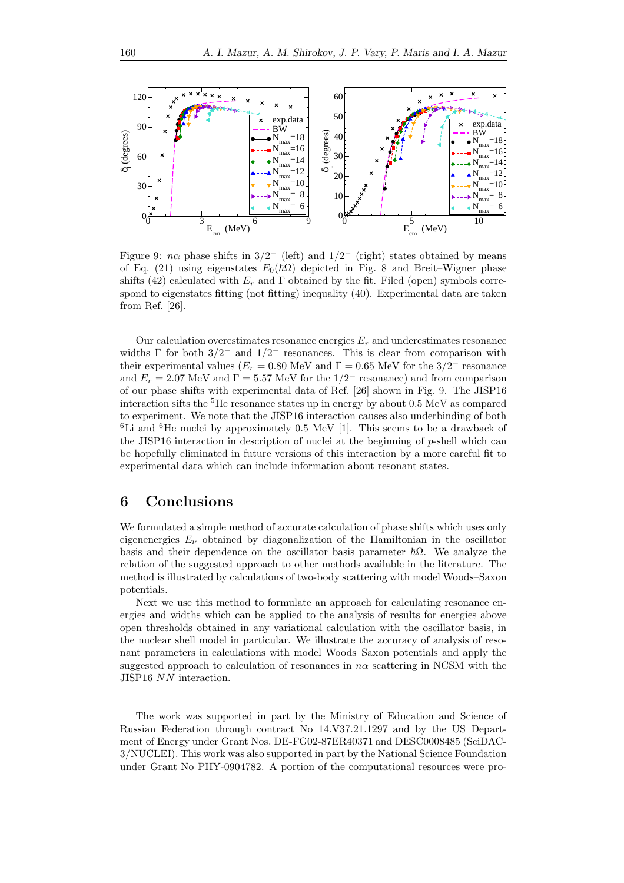Figure 9: $n\alpha$ phase shifts in $3/2^-$ (left) and $1/2^-$ (right) states obtained by means of Eq. (21) using eigenstates $E_0(\hbar\Omega)$ depicted in Fig. 8 and Breit–Wigner phase shifts (42) calculated with $E_r$ and $\Gamma$ obtained by the fit. Filed (open) symbols correspond to eigenstates fitting (not fitting) inequality (40). Experimental data are taken from Ref. [26].

Our calculation overestimates resonance energies $E_r$ and underestimates resonance widths $\Gamma$ for both $3/2^-$ and $1/2^-$ resonances. This is clear from comparison with their experimental values ($E_r = 0.80$ MeV and $\Gamma = 0.65$ MeV for the $3/2^-$ resonance and $E_r = 2.07$ MeV and $\Gamma = 5.57$ MeV for the $1/2^-$ resonance) and from comparison of our phase shifts with experimental data of Ref. [26] shown in Fig. 9. The JISP16 interaction sifts the $^5$He resonance states up in energy by about 0.5 MeV as compared to experiment. We note that the JISP16 interaction causes also underbinding of both $^6$Li and $^6$He nuclei by approximately 0.5 MeV [1]. This seems to be a drawback of the JISP16 interaction in description of nuclei at the beginning of $p$-shell which can be hopefully eliminated in future versions of this interaction by a more careful fit to experimental data which can include information about resonant states.

# 6 Conclusions

We formulated a simple method of accurate calculation of phase shifts which uses only eigenenergies $E_\nu$ obtained by diagonalization of the Hamiltonian in the oscillator basis and their dependence on the oscillator basis parameter $\hbar\Omega$. We analyze the relation of the suggested approach to other methods available in the literature. The method is illustrated by calculations of two-body scattering with model Woods–Saxon potentials.

Next we use this method to formulate an approach for calculating resonance energies and widths which can be applied to the analysis of results for energies above open thresholds obtained in any variational calculation with the oscillator basis, in the nuclear shell model in particular. We illustrate the accuracy of analysis of resonant parameters in calculations with model Woods–Saxon potentials and apply the suggested approach to calculation of resonances in $n\alpha$ scattering in NCSM with the JISP16 $NN$ interaction.

The work was supported in part by the Ministry of Education and Science of Russian Federation through contract No 14.V37.21.1297 and by the US Department of Energy under Grant Nos. DE-FG02-87ER40371 and DESC0008485 (SciDAC-3/NUCLEI). This work was also supported in part by the National Science Foundation under Grant No PHY-0904782. A portion of the computational resources were pro-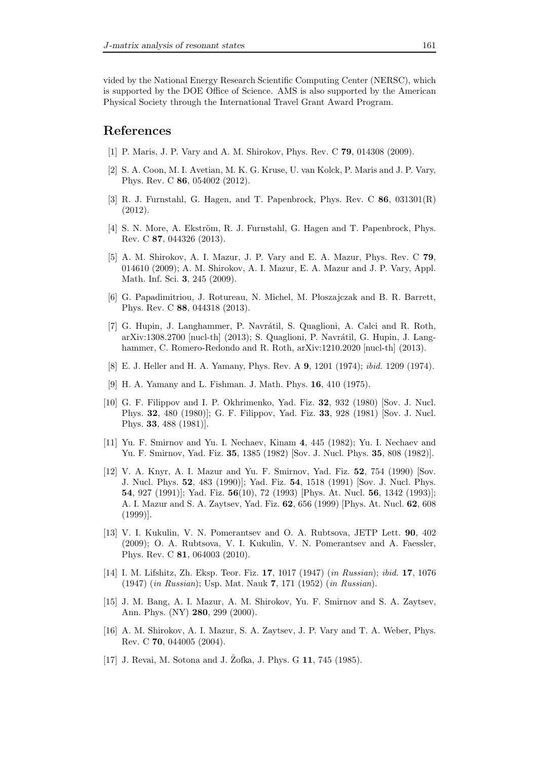vided by the National Energy Research Scientific Computing Center (NERSC), which is supported by the DOE Office of Science. AMS is also supported by the American Physical Society through the International Travel Grant Award Program.

## References

[1] P. Maris, J. P. Vary and A. M. Shirokov, Phys. Rev. C **79**, 014308 (2009).

[2] S. A. Coon, M. I. Avetian, M. K. G. Kruse, U. van Kolck, P. Maris and J. P. Vary, Phys. Rev. C **86**, 054002 (2012).

[3] R. J. Furnstahl, G. Hagen, and T. Papenbrock, Phys. Rev. C **86**, 031301(R) (2012).

[4] S. N. More, A. Ekström, R. J. Furnstahl, G. Hagen and T. Papenbrock, Phys. Rev. C **87**, 044326 (2013).

[5] A. M. Shirokov, A. I. Mazur, J. P. Vary and E. A. Mazur, Phys. Rev. C **79**, 014610 (2009); A. M. Shirokov, A. I. Mazur, E. A. Mazur and J. P. Vary, Appl. Math. Inf. Sci. **3**, 245 (2009).

[6] G. Papadimitriou, J. Rotureau, N. Michel, M. Płoszajczak and B. R. Barrett, Phys. Rev. C **88**, 044318 (2013).

[7] G. Hupin, J. Langhammer, P. Navrátil, S. Quaglioni, A. Calci and R. Roth, arXiv:1308.2700 [nucl-th] (2013); S. Quaglioni, P. Navrátil, G. Hupin, J. Langhammer, C. Romero-Redondo and R. Roth, arXiv:1210.2020 [nucl-th] (2013).

[8] E. J. Heller and H. A. Yamany, Phys. Rev. A **9**, 1201 (1974); *ibid.* 1209 (1974).

[9] H. A. Yamany and L. Fishman. J. Math. Phys. **16**, 410 (1975).

[10] G. F. Filippov and I. P. Okhrimenko, Yad. Fiz. **32**, 932 (1980) [Sov. J. Nucl. Phys. **32**, 480 (1980)]; G. F. Filippov, Yad. Fiz. **33**, 928 (1981) [Sov. J. Nucl. Phys. **33**, 488 (1981)].

[11] Yu. F. Smirnov and Yu. I. Nechaev, Kinam **4**, 445 (1982); Yu. I. Nechaev and Yu. F. Smirnov, Yad. Fiz. **35**, 1385 (1982) [Sov. J. Nucl. Phys. **35**, 808 (1982)].

[12] V. A. Knyr, A. I. Mazur and Yu. F. Smirnov, Yad. Fiz. **52**, 754 (1990) [Sov. J. Nucl. Phys. **52**, 483 (1990)]; Yad. Fiz. **54**, 1518 (1991) [Sov. J. Nucl. Phys. **54**, 927 (1991)]; Yad. Fiz. **56**(10), 72 (1993) [Phys. At. Nucl. **56**, 1342 (1993)]; A. I. Mazur and S. A. Zaytsev, Yad. Fiz. **62**, 656 (1999) [Phys. At. Nucl. **62**, 608 (1999)].

[13] V. I. Kukulin, V. N. Pomerantsev and O. A. Rubtsova, JETP Lett. **90**, 402 (2009); O. A. Rubtsova, V. I. Kukulin, V. N. Pomerantsev and A. Faessler, Phys. Rev. C **81**, 064003 (2010).

[14] I. M. Lifshitz, Zh. Eksp. Teor. Fiz. **17**, 1017 (1947) (*in Russian*); *ibid.* **17**, 1076 (1947) (*in Russian*); Usp. Mat. Nauk **7**, 171 (1952) (*in Russian*).

[15] J. M. Bang, A. I. Mazur, A. M. Shirokov, Yu. F. Smirnov and S. A. Zaytsev, Ann. Phys. (NY) **280**, 299 (2000).

[16] A. M. Shirokov, A. I. Mazur, S. A. Zaytsev, J. P. Vary and T. A. Weber, Phys. Rev. C **70**, 044005 (2004).

[17] J. Revai, M. Sotona and J. Žofka, J. Phys. G **11**, 745 (1985).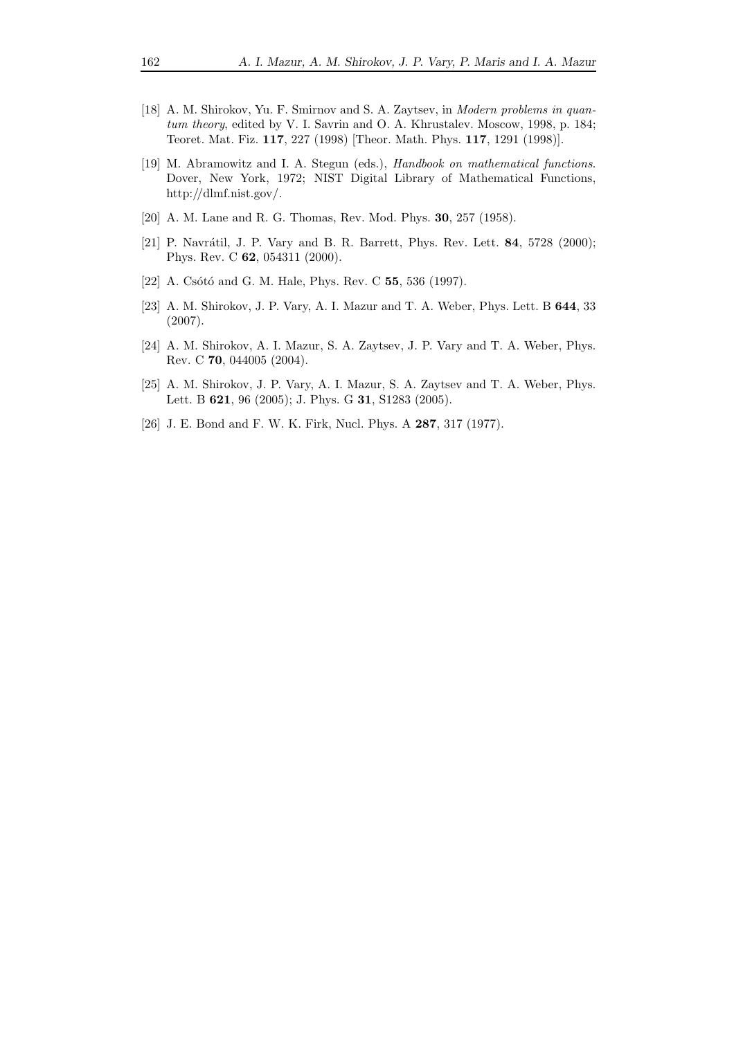[18] A. M. Shirokov, Yu. F. Smirnov and S. A. Zaytsev, in *Modern problems in quantum theory*, edited by V. I. Savrin and O. A. Khrustalev. Moscow, 1998, p. 184; Teoret. Mat. Fiz. **117**, 227 (1998) [Theor. Math. Phys. **117**, 1291 (1998)].

[19] M. Abramowitz and I. A. Stegun (eds.), *Handbook on mathematical functions*. Dover, New York, 1972; NIST Digital Library of Mathematical Functions, http://dlmf.nist.gov/.

[20] A. M. Lane and R. G. Thomas, Rev. Mod. Phys. **30**, 257 (1958).

[21] P. Navrátil, J. P. Vary and B. R. Barrett, Phys. Rev. Lett. **84**, 5728 (2000); Phys. Rev. C **62**, 054311 (2000).

[22] A. Csótó and G. M. Hale, Phys. Rev. C **55**, 536 (1997).

[23] A. M. Shirokov, J. P. Vary, A. I. Mazur and T. A. Weber, Phys. Lett. B **644**, 33 (2007).

[24] A. M. Shirokov, A. I. Mazur, S. A. Zaytsev, J. P. Vary and T. A. Weber, Phys. Rev. C **70**, 044005 (2004).

[25] A. M. Shirokov, J. P. Vary, A. I. Mazur, S. A. Zaytsev and T. A. Weber, Phys. Lett. B **621**, 96 (2005); J. Phys. G **31**, S1283 (2005).

[26] J. E. Bond and F. W. K. Firk, Nucl. Phys. A **287**, 317 (1977).